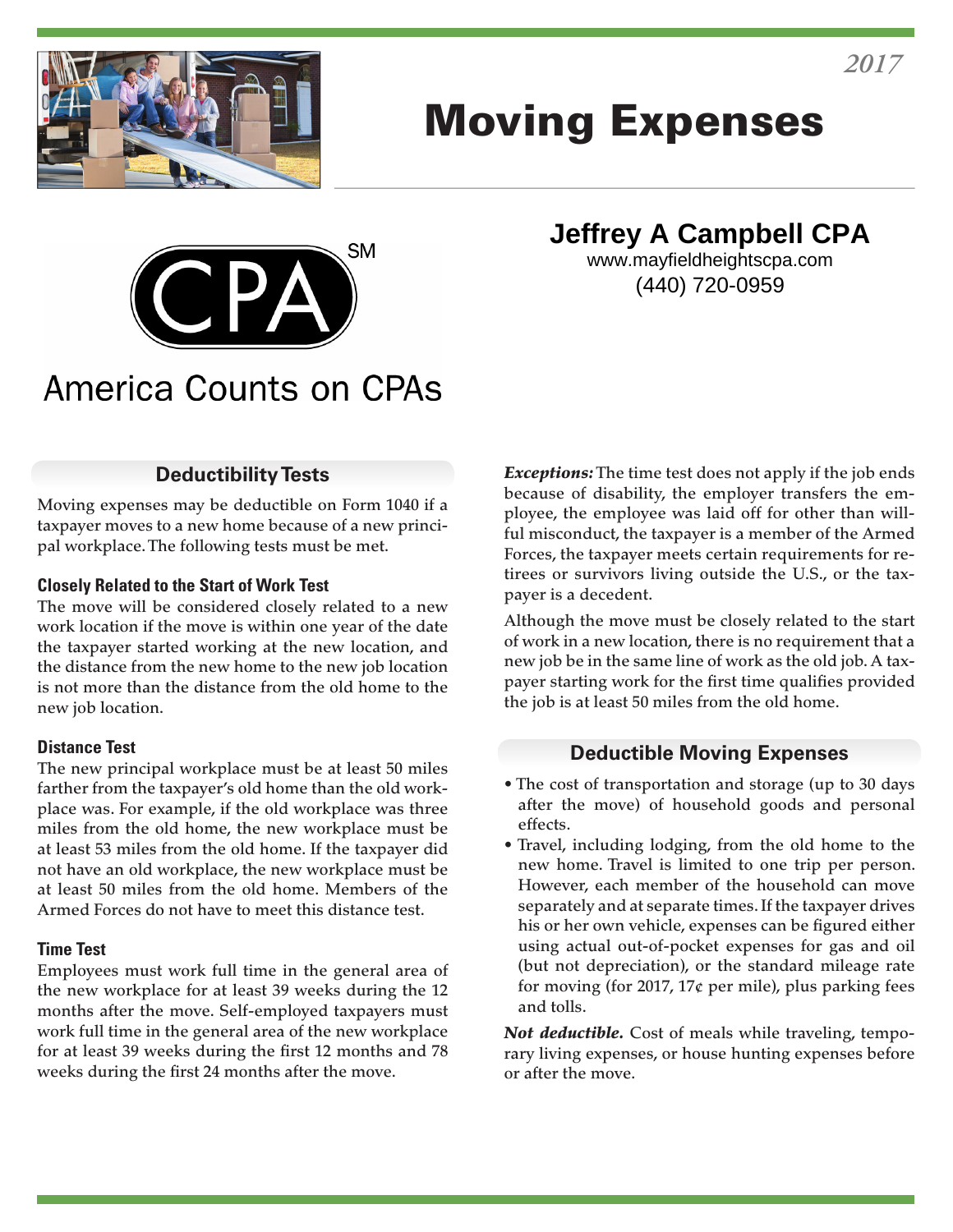2017

# Moving Expenses

## Jeffrey A Campbell CPA

www.mayfieldheightscpa.com

(440) 720-0959

CPA SM

America Counts on CPAs

## Deductibility Tests

Moving expenses may be deductible on Form 1040 if a taxpayer moves to a new home because of a new principal workplace. The following tests must be met.

### Closely Related to the Start of Work Test

The move will be considered closely related to a new work location if the move is within one year of the date the taxpayer started working at the new location, and the distance from the new home to the new job location is not more than the distance from the old home to the new job location.

### Distance Test

The new principal workplace must be at least 50 miles farther from the taxpayer's old home than the old workplace was. For example, if the old workplace was three miles from the old home, the new workplace must be at least 53 miles from the old home. If the taxpayer did not have an old workplace, the new workplace must be at least 50 miles from the old home. Members of the Armed Forces do not have to meet this distance test.

### Time Test

Employees must work full time in the general area of the new workplace for at least 39 weeks during the 12 months after the move. Self-employed taxpayers must work full time in the general area of the new workplace for at least 39 weeks during the first 12 months and 78 weeks during the first 24 months after the move.

***Exceptions:*** The time test does not apply if the job ends because of disability, the employer transfers the employee, the employee was laid off for other than willful misconduct, the taxpayer is a member of the Armed Forces, the taxpayer meets certain requirements for retirees or survivors living outside the U.S., or the taxpayer is a decedent.

Although the move must be closely related to the start of work in a new location, there is no requirement that a new job be in the same line of work as the old job. A taxpayer starting work for the first time qualifies provided the job is at least 50 miles from the old home.

## Deductible Moving Expenses

- The cost of transportation and storage (up to 30 days after the move) of household goods and personal effects.
- Travel, including lodging, from the old home to the new home. Travel is limited to one trip per person. However, each member of the household can move separately and at separate times. If the taxpayer drives his or her own vehicle, expenses can be figured either using actual out-of-pocket expenses for gas and oil (but not depreciation), or the standard mileage rate for moving (for 2017, 17¢ per mile), plus parking fees and tolls.

***Not deductible.*** Cost of meals while traveling, temporary living expenses, or house hunting expenses before or after the move.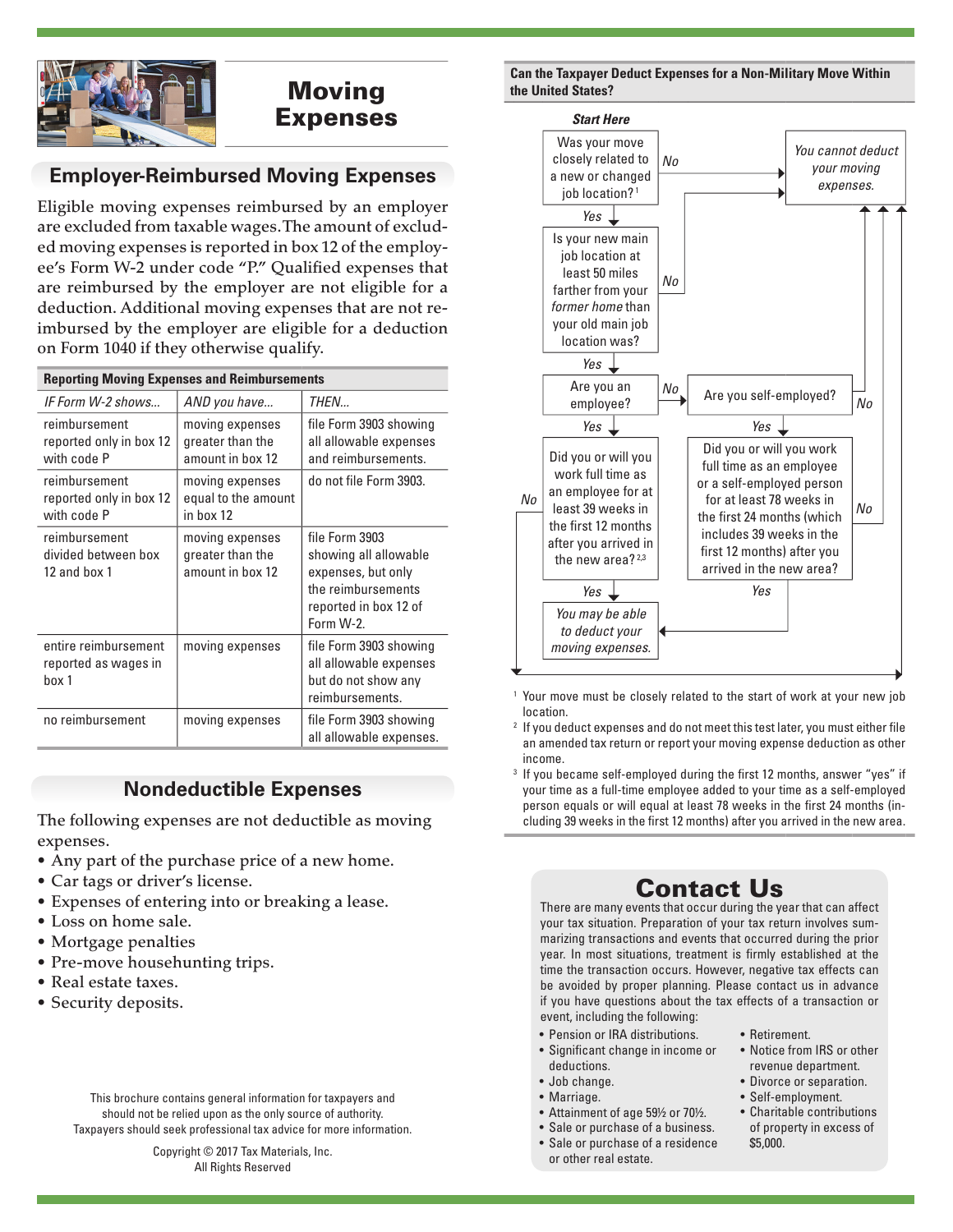# Moving Expenses

## Employer-Reimbursed Moving Expenses

Eligible moving expenses reimbursed by an employer are excluded from taxable wages. The amount of excluded moving expenses is reported in box 12 of the employee's Form W-2 under code "P." Qualified expenses that are reimbursed by the employer are not eligible for a deduction. Additional moving expenses that are not reimbursed by the employer are eligible for a deduction on Form 1040 if they otherwise qualify.

**Reporting Moving Expenses and Reimbursements**

| *IF Form W-2 shows...* | *AND you have...* | *THEN...* |
|---|---|---|
| reimbursement reported only in box 12 with code P | moving expenses greater than the amount in box 12 | file Form 3903 showing all allowable expenses and reimbursements. |
| reimbursement reported only in box 12 with code P | moving expenses equal to the amount in box 12 | do not file Form 3903. |
| reimbursement divided between box 12 and box 1 | moving expenses greater than the amount in box 12 | file Form 3903 showing all allowable expenses, but only the reimbursements reported in box 12 of Form W-2. |
| entire reimbursement reported as wages in box 1 | moving expenses | file Form 3903 showing all allowable expenses but do not show any reimbursements. |
| no reimbursement | moving expenses | file Form 3903 showing all allowable expenses. |

## Nondeductible Expenses

The following expenses are not deductible as moving expenses.

- Any part of the purchase price of a new home.
- Car tags or driver's license.
- Expenses of entering into or breaking a lease.
- Loss on home sale.
- Mortgage penalties
- Pre-move househunting trips.
- Real estate taxes.
- Security deposits.

This brochure contains general information for taxpayers and should not be relied upon as the only source of authority. Taxpayers should seek professional tax advice for more information.

Copyright © 2017 Tax Materials, Inc.
All Rights Reserved

**Can the Taxpayer Deduct Expenses for a Non-Military Move Within the United States?**

***Start Here***

Was your move closely related to a new or changed job location?[1]
No → *You cannot deduct your moving expenses.*
Yes ↓

Is your new main job location at least 50 miles farther from your *former home* than your old main job location was?
No → *You cannot deduct your moving expenses.*
Yes ↓

Are you an employee?
No → Are you self-employed?
- No → *You cannot deduct your moving expenses.*
- Yes ↓ Did you or will you work full time as an employee or a self-employed person for at least 78 weeks in the first 24 months (which includes 39 weeks in the first 12 months) after you arrived in the new area?
  - No → *You cannot deduct your moving expenses.*
  - Yes → *You may be able to deduct your moving expenses.*

Yes ↓

Did you or will you work full time as an employee for at least 39 weeks in the first 12 months after you arrived in the new area?[2,3]
No → *You cannot deduct your moving expenses.*
Yes ↓

*You may be able to deduct your moving expenses.*

[1] Your move must be closely related to the start of work at your new job location.

[2] If you deduct expenses and do not meet this test later, you must either file an amended tax return or report your moving expense deduction as other income.

[3] If you became self-employed during the first 12 months, answer "yes" if your time as a full-time employee added to your time as a self-employed person equals or will equal at least 78 weeks in the first 24 months (including 39 weeks in the first 12 months) after you arrived in the new area.

## Contact Us

There are many events that occur during the year that can affect your tax situation. Preparation of your tax return involves summarizing transactions and events that occurred during the prior year. In most situations, treatment is firmly established at the time the transaction occurs. However, negative tax effects can be avoided by proper planning. Please contact us in advance if you have questions about the tax effects of a transaction or event, including the following:

- Pension or IRA distributions.
- Significant change in income or deductions.
- Job change.
- Marriage.
- Attainment of age 59½ or 70½.
- Sale or purchase of a business.
- Sale or purchase of a residence or other real estate.
- Retirement.
- Notice from IRS or other revenue department.
- Divorce or separation.
- Self-employment.
- Charitable contributions of property in excess of $5,000.